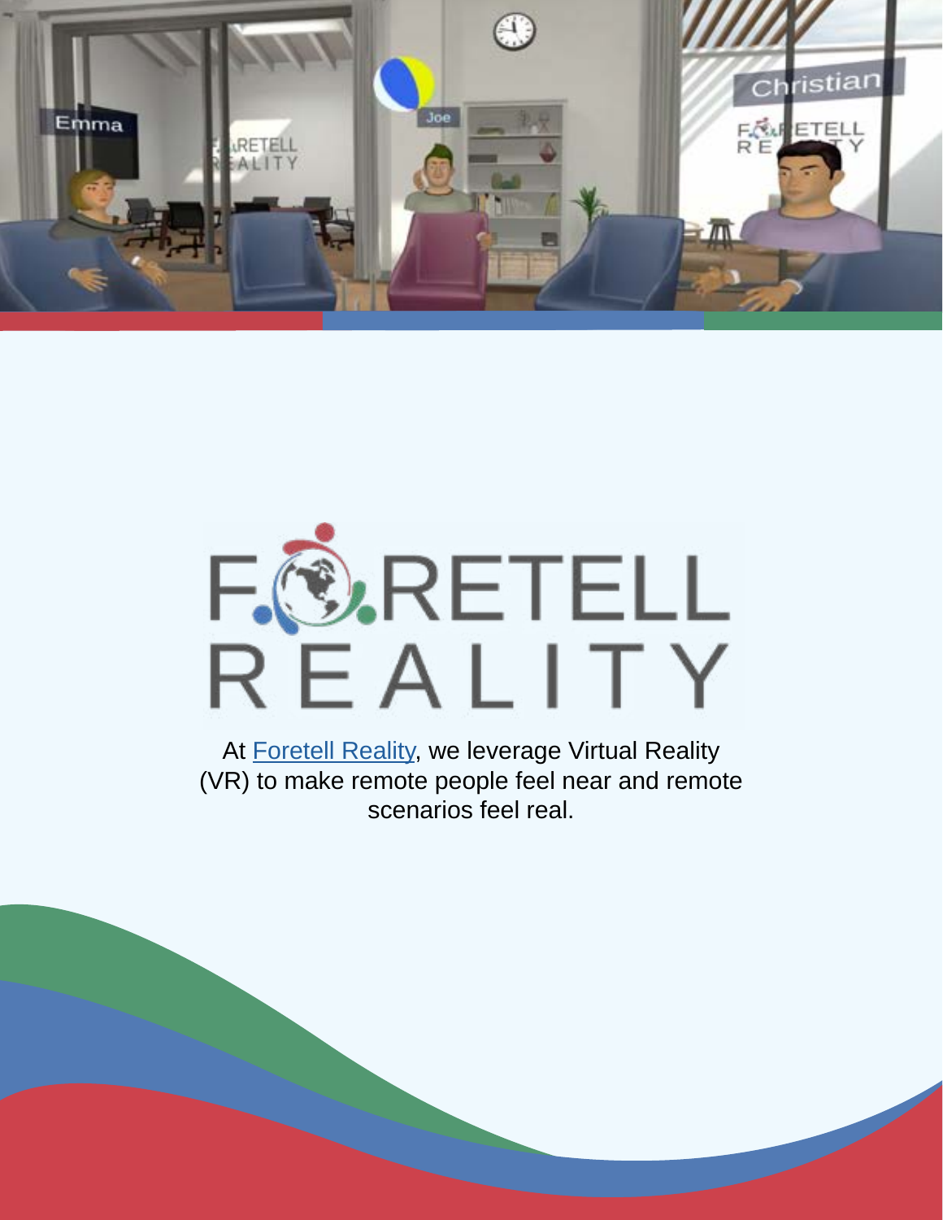# FORETELL REALITY

At [Foretell Reality](), we leverage Virtual Reality (VR) to make remote people feel near and remote scenarios feel real.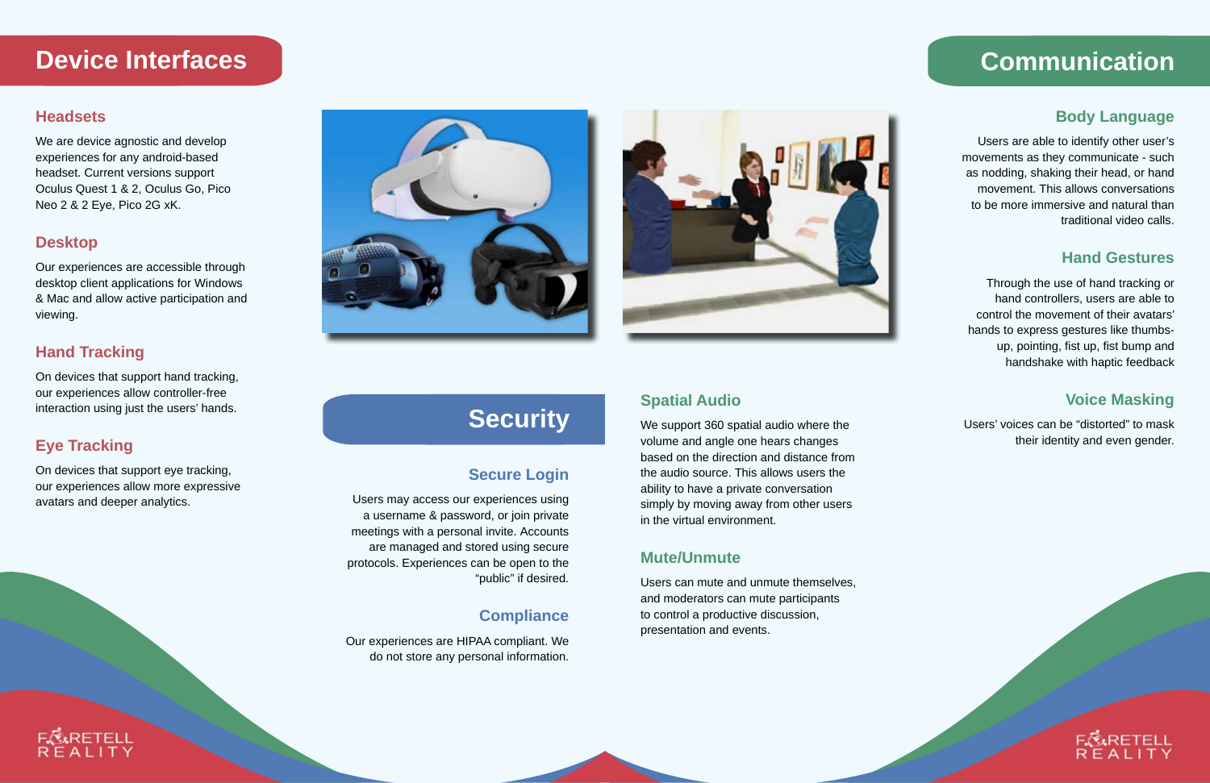## Device Interfaces

### Headsets

We are device agnostic and develop experiences for any android-based headset. Current versions support Oculus Quest 1 & 2, Oculus Go, Pico Neo 2 & 2 Eye, Pico 2G xK.

### Desktop

Our experiences are accessible through desktop client applications for Windows & Mac and allow active participation and viewing.

### Hand Tracking

On devices that support hand tracking, our experiences allow controller-free interaction using just the users' hands.

### Eye Tracking

On devices that support eye tracking, our experiences allow more expressive avatars and deeper analytics.

## Security

### Secure Login

Users may access our experiences using a username & password, or join private meetings with a personal invite. Accounts are managed and stored using secure protocols. Experiences can be open to the "public" if desired.

### Compliance

Our experiences are HIPAA compliant. We do not store any personal information.

### Spatial Audio

We support 360 spatial audio where the volume and angle one hears changes based on the direction and distance from the audio source. This allows users the ability to have a private conversation simply by moving away from other users in the virtual environment.

### Mute/Unmute

Users can mute and unmute themselves, and moderators can mute participants to control a productive discussion, presentation and events.

## Communication

### Body Language

Users are able to identify other user's movements as they communicate - such as nodding, shaking their head, or hand movement. This allows conversations to be more immersive and natural than traditional video calls.

### Hand Gestures

Through the use of hand tracking or hand controllers, users are able to control the movement of their avatars' hands to express gestures like thumbs-up, pointing, fist up, fist bump and handshake with haptic feedback

### Voice Masking

Users' voices can be "distorted" to mask their identity and even gender.

FORETELL REALITY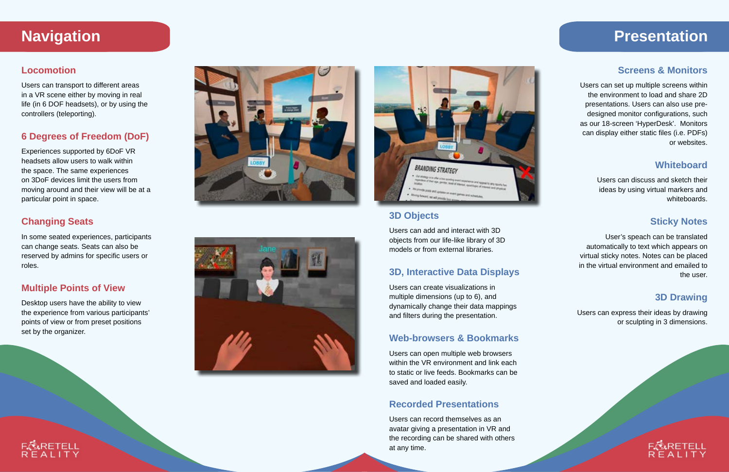# Navigation

### Locomotion

Users can transport to different areas in a VR scene either by moving in real life (in 6 DOF headsets), or by using the controllers (teleporting).

### 6 Degrees of Freedom (DoF)

Experiences supported by 6DoF VR headsets allow users to walk within the space. The same experiences on 3DoF devices limit the users from moving around and their view will be at a particular point in space.

### Changing Seats

In some seated experiences, participants can change seats. Seats can also be reserved by admins for specific users or roles.

### Multiple Points of View

Desktop users have the ability to view the experience from various participants' points of view or from preset positions set by the organizer.

### 3D Objects

Users can add and interact with 3D objects from our life-like library of 3D models or from external libraries.

### 3D, Interactive Data Displays

Users can create visualizations in multiple dimensions (up to 6), and dynamically change their data mappings and filters during the presentation.

### Web-browsers & Bookmarks

Users can open multiple web browsers within the VR environment and link each to static or live feeds. Bookmarks can be saved and loaded easily.

### Recorded Presentations

Users can record themselves as an avatar giving a presentation in VR and the recording can be shared with others at any time.

# Presentation

### Screens & Monitors

Users can set up multiple screens within the environment to load and share 2D presentations. Users can also use pre-designed monitor configurations, such as our 18-screen 'HyperDesk'. Monitors can display either static files (i.e. PDFs) or websites.

### Whiteboard

Users can discuss and sketch their ideas by using virtual markers and whiteboards.

### Sticky Notes

User's speach can be translated automatically to text which appears on virtual sticky notes. Notes can be placed in the virtual environment and emailed to the user.

### 3D Drawing

Users can express their ideas by drawing or sculpting in 3 dimensions.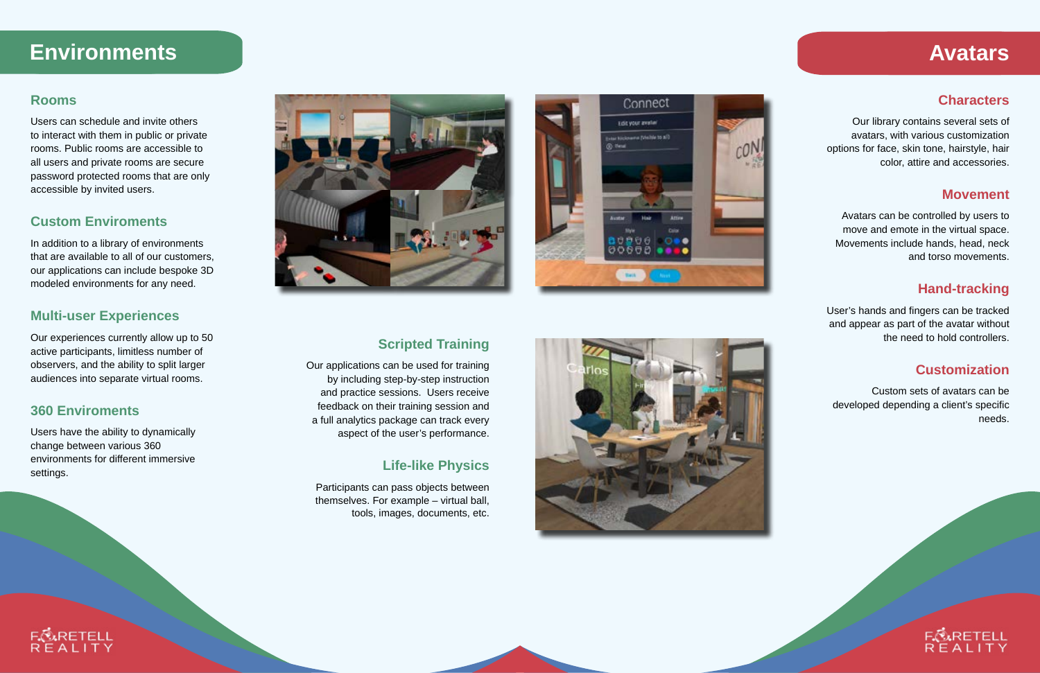# Environments

### Rooms

Users can schedule and invite others to interact with them in public or private rooms. Public rooms are accessible to all users and private rooms are secure password protected rooms that are only accessible by invited users.

### Custom Enviroments

In addition to a library of environments that are available to all of our customers, our applications can include bespoke 3D modeled environments for any need.

### Multi-user Experiences

Our experiences currently allow up to 50 active participants, limitless number of observers, and the ability to split larger audiences into separate virtual rooms.

### 360 Enviroments

Users have the ability to dynamically change between various 360 environments for different immersive settings.

### Scripted Training

Our applications can be used for training by including step-by-step instruction and practice sessions. Users receive feedback on their training session and a full analytics package can track every aspect of the user's performance.

### Life-like Physics

Participants can pass objects between themselves. For example – virtual ball, tools, images, documents, etc.

# Avatars

### Characters

Our library contains several sets of avatars, with various customization options for face, skin tone, hairstyle, hair color, attire and accessories.

### Movement

Avatars can be controlled by users to move and emote in the virtual space. Movements include hands, head, neck and torso movements.

### Hand-tracking

User's hands and fingers can be tracked and appear as part of the avatar without the need to hold controllers.

### Customization

Custom sets of avatars can be developed depending a client's specific needs.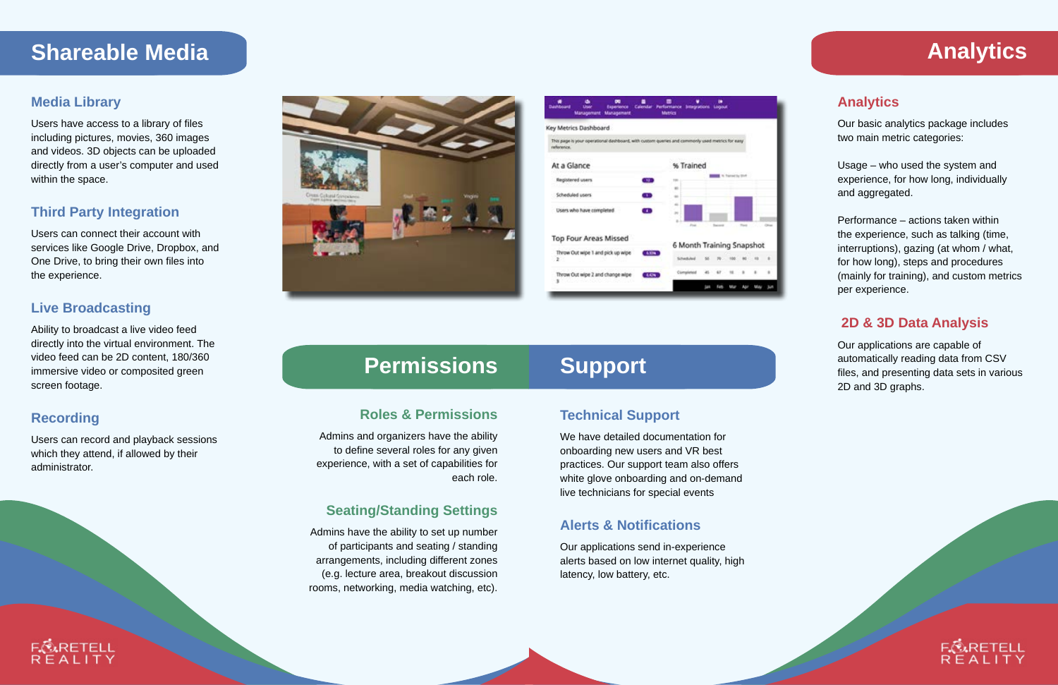# Shareable Media

### Media Library

Users have access to a library of files including pictures, movies, 360 images and videos. 3D objects can be uploaded directly from a user's computer and used within the space.

### Third Party Integration

Users can connect their account with services like Google Drive, Dropbox, and One Drive, to bring their own files into the experience.

### Live Broadcasting

Ability to broadcast a live video feed directly into the virtual environment. The video feed can be 2D content, 180/360 immersive video or composited green screen footage.

### Recording

Users can record and playback sessions which they attend, if allowed by their administrator.

# Permissions

### Roles & Permissions

Admins and organizers have the ability to define several roles for any given experience, with a set of capabilities for each role.

### Seating/Standing Settings

Admins have the ability to set up number of participants and seating / standing arrangements, including different zones (e.g. lecture area, breakout discussion rooms, networking, media watching, etc).

# Support

### Technical Support

We have detailed documentation for onboarding new users and VR best practices. Our support team also offers white glove onboarding and on-demand live technicians for special events

### Alerts & Notifications

Our applications send in-experience alerts based on low internet quality, high latency, low battery, etc.

# Analytics

### Analytics

Our basic analytics package includes two main metric categories:

Usage – who used the system and experience, for how long, individually and aggregated.

Performance – actions taken within the experience, such as talking (time, interruptions), gazing (at whom / what, for how long), steps and procedures (mainly for training), and custom metrics per experience.

### 2D & 3D Data Analysis

Our applications are capable of automatically reading data from CSV files, and presenting data sets in various 2D and 3D graphs.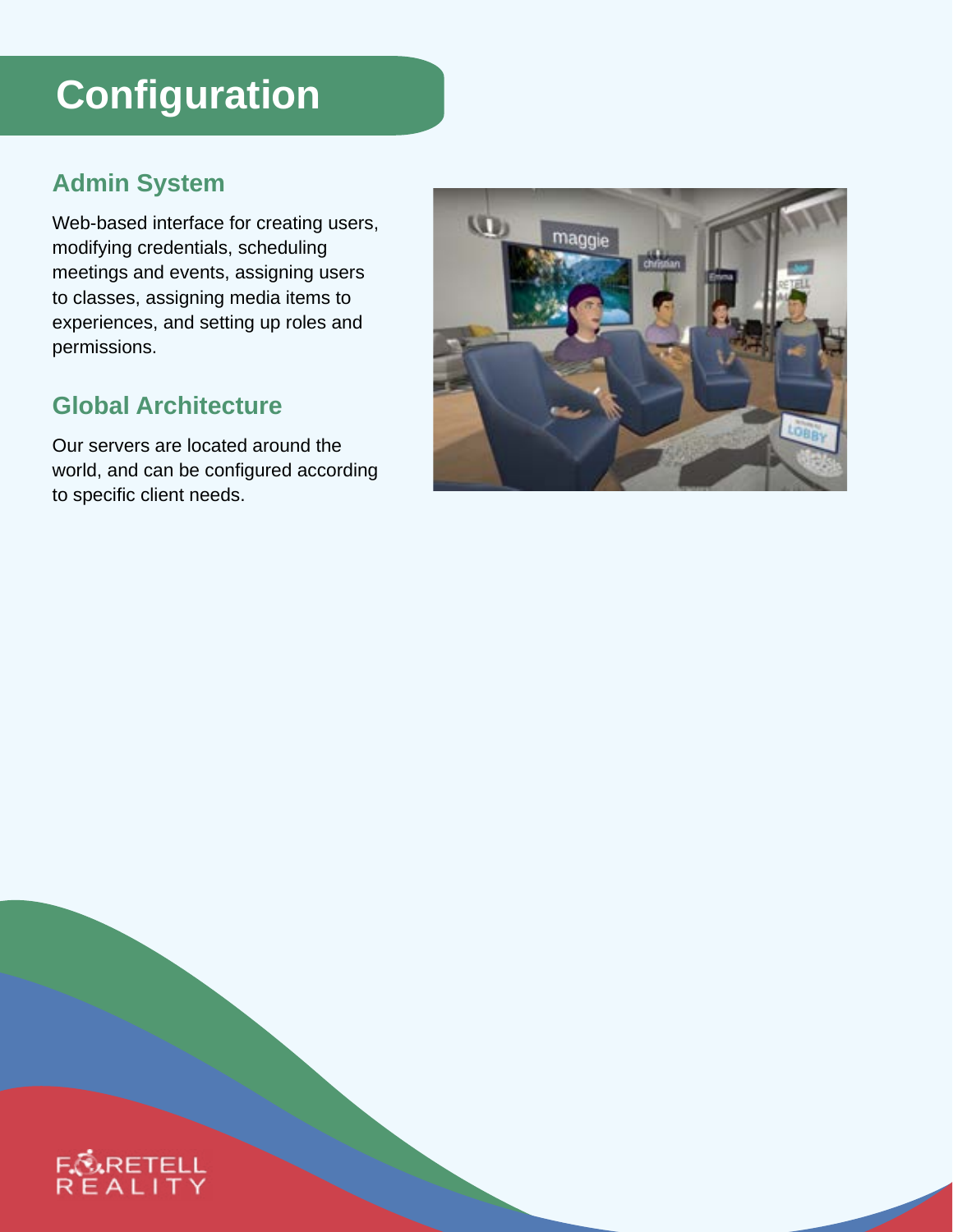# Configuration

## Admin System

Web-based interface for creating users, modifying credentials, scheduling meetings and events, assigning users to classes, assigning media items to experiences, and setting up roles and permissions.

## Global Architecture

Our servers are located around the world, and can be configured according to specific client needs.